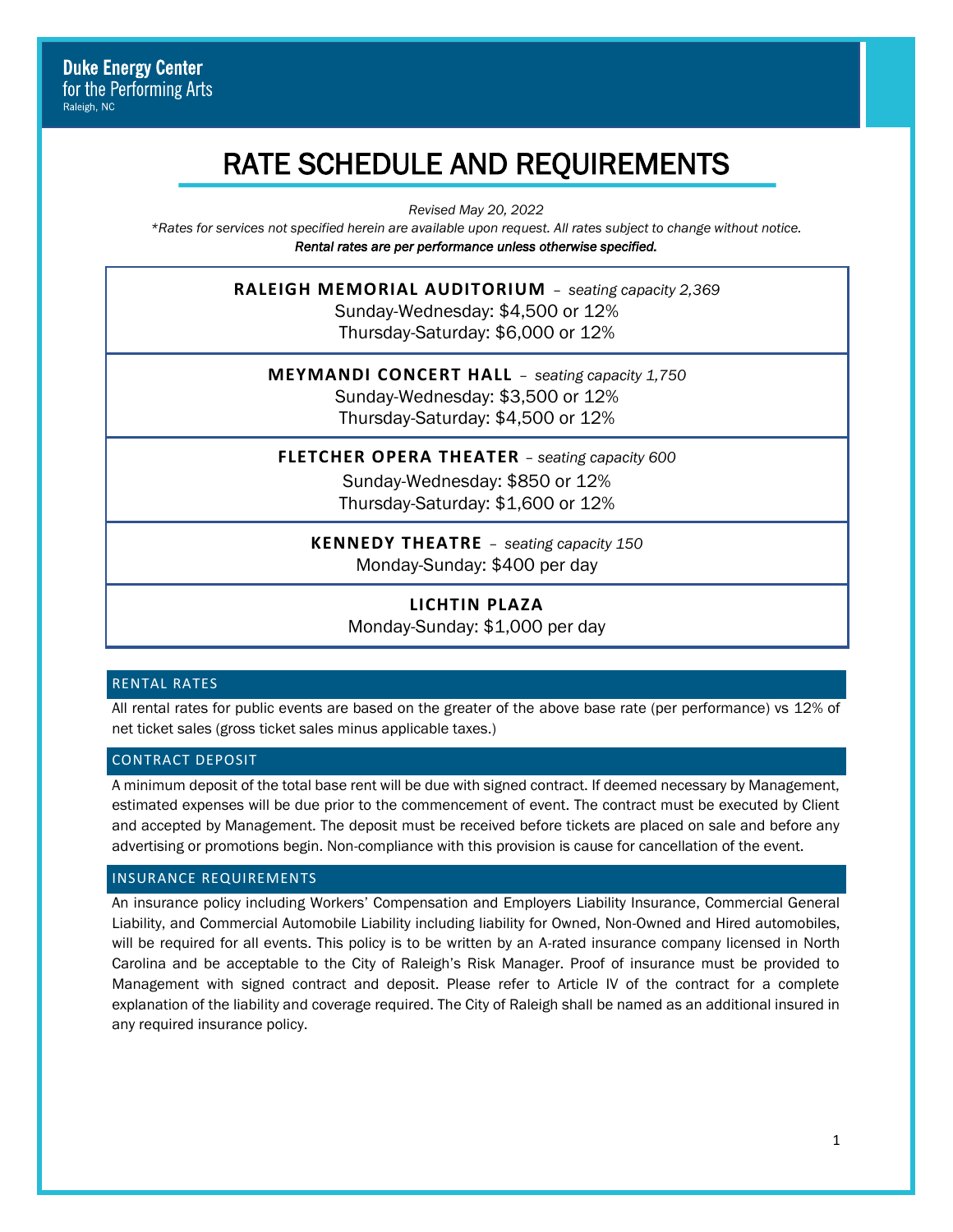**Duke Energy Center**
for the Performing Arts
Raleigh, NC

# RATE SCHEDULE AND REQUIREMENTS

*Revised May 20, 2022*

*\*Rates for services not specified herein are available upon request. All rates subject to change without notice.*

***Rental rates are per performance unless otherwise specified.***

**RALEIGH MEMORIAL AUDITORIUM** – *seating capacity 2,369*
Sunday-Wednesday: $4,500 or 12%
Thursday-Saturday: $6,000 or 12%

**MEYMANDI CONCERT HALL** – *seating capacity 1,750*
Sunday-Wednesday: $3,500 or 12%
Thursday-Saturday: $4,500 or 12%

**FLETCHER OPERA THEATER** – *seating capacity 600*
Sunday-Wednesday: $850 or 12%
Thursday-Saturday: $1,600 or 12%

**KENNEDY THEATRE** – *seating capacity 150*
Monday-Sunday: $400 per day

**LICHTIN PLAZA**
Monday-Sunday: $1,000 per day

## RENTAL RATES

All rental rates for public events are based on the greater of the above base rate (per performance) vs 12% of net ticket sales (gross ticket sales minus applicable taxes.)

## CONTRACT DEPOSIT

A minimum deposit of the total base rent will be due with signed contract. If deemed necessary by Management, estimated expenses will be due prior to the commencement of event. The contract must be executed by Client and accepted by Management. The deposit must be received before tickets are placed on sale and before any advertising or promotions begin. Non-compliance with this provision is cause for cancellation of the event.

## INSURANCE REQUIREMENTS

An insurance policy including Workers' Compensation and Employers Liability Insurance, Commercial General Liability, and Commercial Automobile Liability including liability for Owned, Non-Owned and Hired automobiles, will be required for all events. This policy is to be written by an A-rated insurance company licensed in North Carolina and be acceptable to the City of Raleigh's Risk Manager. Proof of insurance must be provided to Management with signed contract and deposit. Please refer to Article IV of the contract for a complete explanation of the liability and coverage required. The City of Raleigh shall be named as an additional insured in any required insurance policy.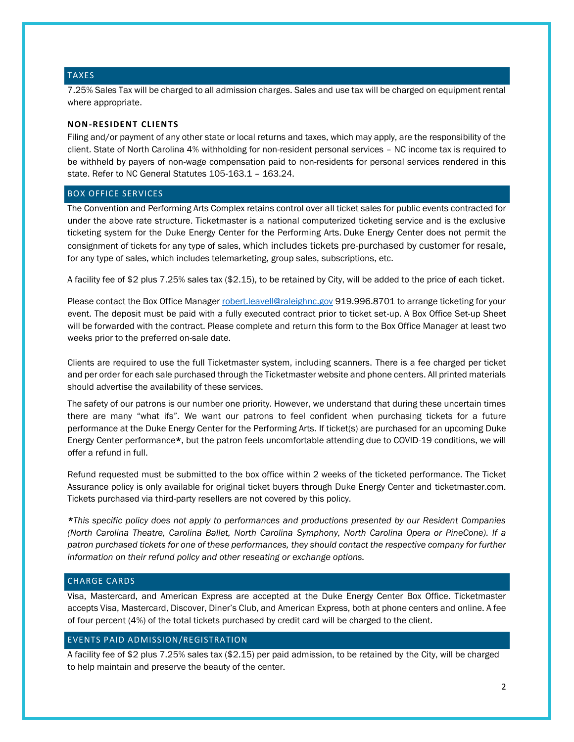## TAXES

7.25% Sales Tax will be charged to all admission charges. Sales and use tax will be charged on equipment rental where appropriate.

### NON-RESIDENT CLIENTS

Filing and/or payment of any other state or local returns and taxes, which may apply, are the responsibility of the client. State of North Carolina 4% withholding for non-resident personal services – NC income tax is required to be withheld by payers of non-wage compensation paid to non-residents for personal services rendered in this state. Refer to NC General Statutes 105-163.1 – 163.24.

## BOX OFFICE SERVICES

The Convention and Performing Arts Complex retains control over all ticket sales for public events contracted for under the above rate structure. Ticketmaster is a national computerized ticketing service and is the exclusive ticketing system for the Duke Energy Center for the Performing Arts. Duke Energy Center does not permit the consignment of tickets for any type of sales, which includes tickets pre-purchased by customer for resale, for any type of sales, which includes telemarketing, group sales, subscriptions, etc.

A facility fee of $2 plus 7.25% sales tax ($2.15), to be retained by City, will be added to the price of each ticket.

Please contact the Box Office Manager robert.leavell@raleighnc.gov 919.996.8701 to arrange ticketing for your event. The deposit must be paid with a fully executed contract prior to ticket set-up. A Box Office Set-up Sheet will be forwarded with the contract. Please complete and return this form to the Box Office Manager at least two weeks prior to the preferred on-sale date.

Clients are required to use the full Ticketmaster system, including scanners. There is a fee charged per ticket and per order for each sale purchased through the Ticketmaster website and phone centers. All printed materials should advertise the availability of these services.

The safety of our patrons is our number one priority. However, we understand that during these uncertain times there are many "what ifs". We want our patrons to feel confident when purchasing tickets for a future performance at the Duke Energy Center for the Performing Arts. If ticket(s) are purchased for an upcoming Duke Energy Center performance*, but the patron feels uncomfortable attending due to COVID-19 conditions, we will offer a refund in full.

Refund requested must be submitted to the box office within 2 weeks of the ticketed performance. The Ticket Assurance policy is only available for original ticket buyers through Duke Energy Center and ticketmaster.com. Tickets purchased via third-party resellers are not covered by this policy.

*\*This specific policy does not apply to performances and productions presented by our Resident Companies (North Carolina Theatre, Carolina Ballet, North Carolina Symphony, North Carolina Opera or PineCone). If a patron purchased tickets for one of these performances, they should contact the respective company for further information on their refund policy and other reseating or exchange options.*

## CHARGE CARDS

Visa, Mastercard, and American Express are accepted at the Duke Energy Center Box Office. Ticketmaster accepts Visa, Mastercard, Discover, Diner's Club, and American Express, both at phone centers and online. A fee of four percent (4%) of the total tickets purchased by credit card will be charged to the client.

## EVENTS PAID ADMISSION/REGISTRATION

A facility fee of $2 plus 7.25% sales tax ($2.15) per paid admission, to be retained by the City, will be charged to help maintain and preserve the beauty of the center.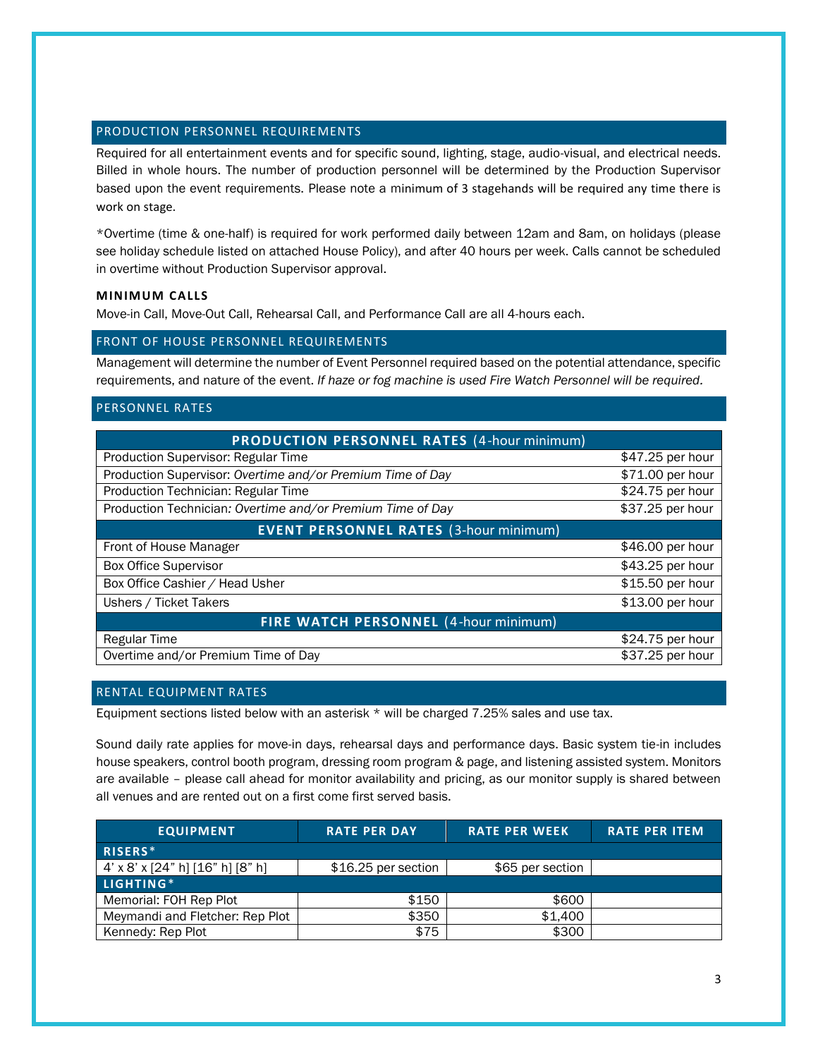## PRODUCTION PERSONNEL REQUIREMENTS

Required for all entertainment events and for specific sound, lighting, stage, audio-visual, and electrical needs. Billed in whole hours. The number of production personnel will be determined by the Production Supervisor based upon the event requirements. Please note a minimum of 3 stagehands will be required any time there is work on stage.

*Overtime (time & one-half) is required for work performed daily between 12am and 8am, on holidays (please see holiday schedule listed on attached House Policy), and after 40 hours per week. Calls cannot be scheduled in overtime without Production Supervisor approval.

### MINIMUM CALLS

Move-in Call, Move-Out Call, Rehearsal Call, and Performance Call are all 4-hours each.

## FRONT OF HOUSE PERSONNEL REQUIREMENTS

Management will determine the number of Event Personnel required based on the potential attendance, specific requirements, and nature of the event. *If haze or fog machine is used Fire Watch Personnel will be required.*

## PERSONNEL RATES

| **PRODUCTION PERSONNEL RATES** (4-hour minimum) | |
|---|---|
| Production Supervisor: Regular Time | $47.25 per hour |
| Production Supervisor: *Overtime and/or Premium Time of Day* | $71.00 per hour |
| Production Technician: Regular Time | $24.75 per hour |
| Production Technician*: Overtime and/or Premium Time of Day* | $37.25 per hour |
| **EVENT PERSONNEL RATES** (3-hour minimum) | |
| Front of House Manager | $46.00 per hour |
| Box Office Supervisor | $43.25 per hour |
| Box Office Cashier / Head Usher | $15.50 per hour |
| Ushers / Ticket Takers | $13.00 per hour |
| **FIRE WATCH PERSONNEL** (4-hour minimum) | |
| Regular Time | $24.75 per hour |
| Overtime and/or Premium Time of Day | $37.25 per hour |

## RENTAL EQUIPMENT RATES

Equipment sections listed below with an asterisk * will be charged 7.25% sales and use tax.

Sound daily rate applies for move-in days, rehearsal days and performance days. Basic system tie-in includes house speakers, control booth program, dressing room program & page, and listening assisted system. Monitors are available – please call ahead for monitor availability and pricing, as our monitor supply is shared between all venues and are rented out on a first come first served basis.

| EQUIPMENT | RATE PER DAY | RATE PER WEEK | RATE PER ITEM |
|---|---|---|---|
| **RISERS*** | | | |
| 4' x 8' x [24" h] [16" h] [8" h] | $16.25 per section | $65 per section | |
| **LIGHTING*** | | | |
| Memorial: FOH Rep Plot | $150 | $600 | |
| Meymandi and Fletcher: Rep Plot | $350 | $1,400 | |
| Kennedy: Rep Plot | $75 | $300 | |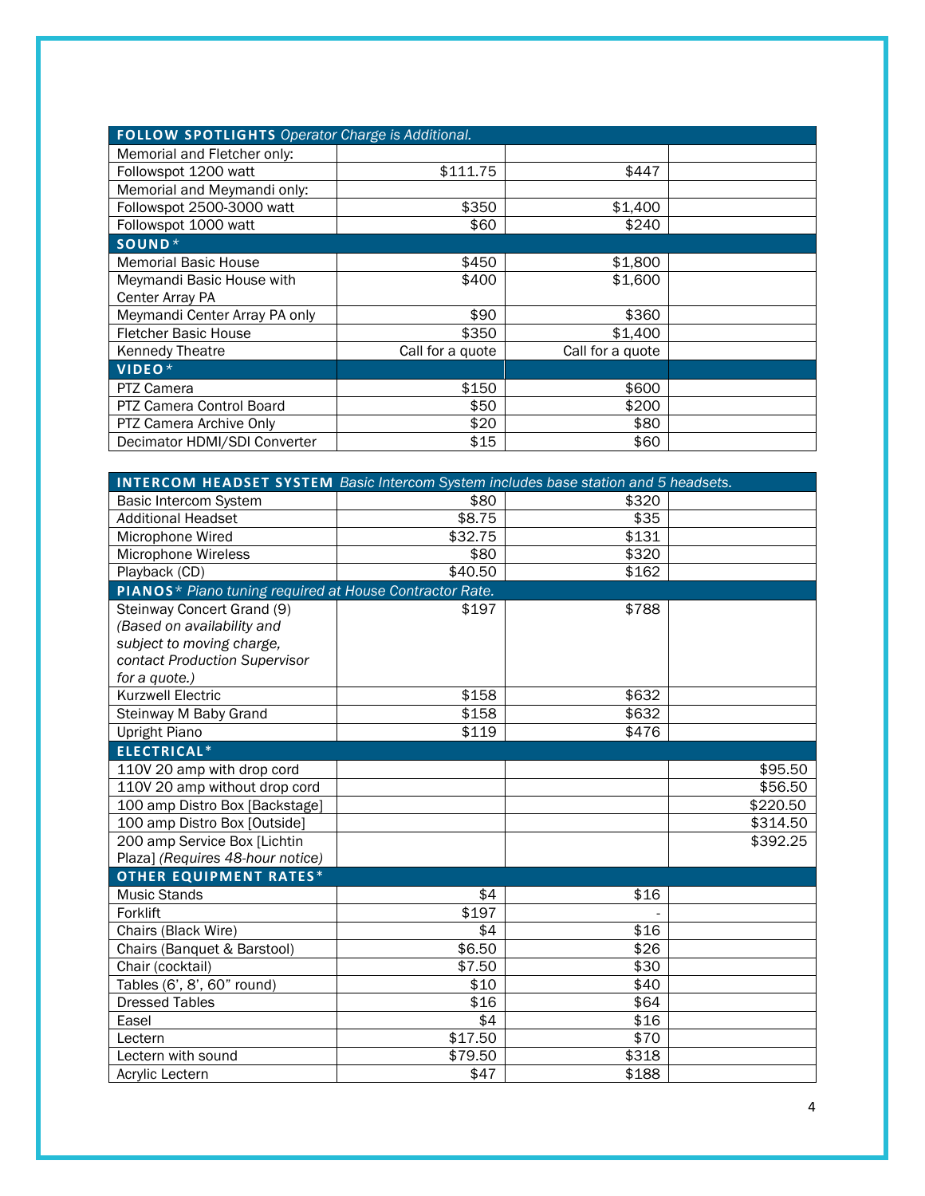| **FOLLOW SPOTLIGHTS** *Operator Charge is Additional.* | | | |
|---|---|---|---|
| Memorial and Fletcher only: | | | |
| Followspot 1200 watt | $111.75 | $447 | |
| Memorial and Meymandi only: | | | |
| Followspot 2500-3000 watt | $350 | $1,400 | |
| Followspot 1000 watt | $60 | $240 | |
| **SOUND*** | | | |
| Memorial Basic House | $450 | $1,800 | |
| Meymandi Basic House with Center Array PA | $400 | $1,600 | |
| Meymandi Center Array PA only | $90 | $360 | |
| Fletcher Basic House | $350 | $1,400 | |
| Kennedy Theatre | Call for a quote | Call for a quote | |
| **VIDEO*** | | | |
| PTZ Camera | $150 | $600 | |
| PTZ Camera Control Board | $50 | $200 | |
| PTZ Camera Archive Only | $20 | $80 | |
| Decimator HDMI/SDI Converter | $15 | $60 | |

| **INTERCOM HEADSET SYSTEM** *Basic Intercom System includes base station and 5 headsets.* | | | |
|---|---|---|---|
| Basic Intercom System | $80 | $320 | |
| Additional Headset | $8.75 | $35 | |
| Microphone Wired | $32.75 | $131 | |
| Microphone Wireless | $80 | $320 | |
| Playback (CD) | $40.50 | $162 | |
| **PIANOS*** *Piano tuning required at House Contractor Rate.* | | | |
| Steinway Concert Grand (9) *(Based on availability and subject to moving charge, contact Production Supervisor for a quote.)* | $197 | $788 | |
| Kurzwell Electric | $158 | $632 | |
| Steinway M Baby Grand | $158 | $632 | |
| Upright Piano | $119 | $476 | |
| **ELECTRICAL*** | | | |
| 110V 20 amp with drop cord | | | $95.50 |
| 110V 20 amp without drop cord | | | $56.50 |
| 100 amp Distro Box [Backstage] | | | $220.50 |
| 100 amp Distro Box [Outside] | | | $314.50 |
| 200 amp Service Box [Lichtin Plaza] *(Requires 48-hour notice)* | | | $392.25 |
| **OTHER EQUIPMENT RATES*** | | | |
| Music Stands | $4 | $16 | |
| Forklift | $197 | - | |
| Chairs (Black Wire) | $4 | $16 | |
| Chairs (Banquet & Barstool) | $6.50 | $26 | |
| Chair (cocktail) | $7.50 | $30 | |
| Tables (6', 8', 60" round) | $10 | $40 | |
| Dressed Tables | $16 | $64 | |
| Easel | $4 | $16 | |
| Lectern | $17.50 | $70 | |
| Lectern with sound | $79.50 | $318 | |
| Acrylic Lectern | $47 | $188 | |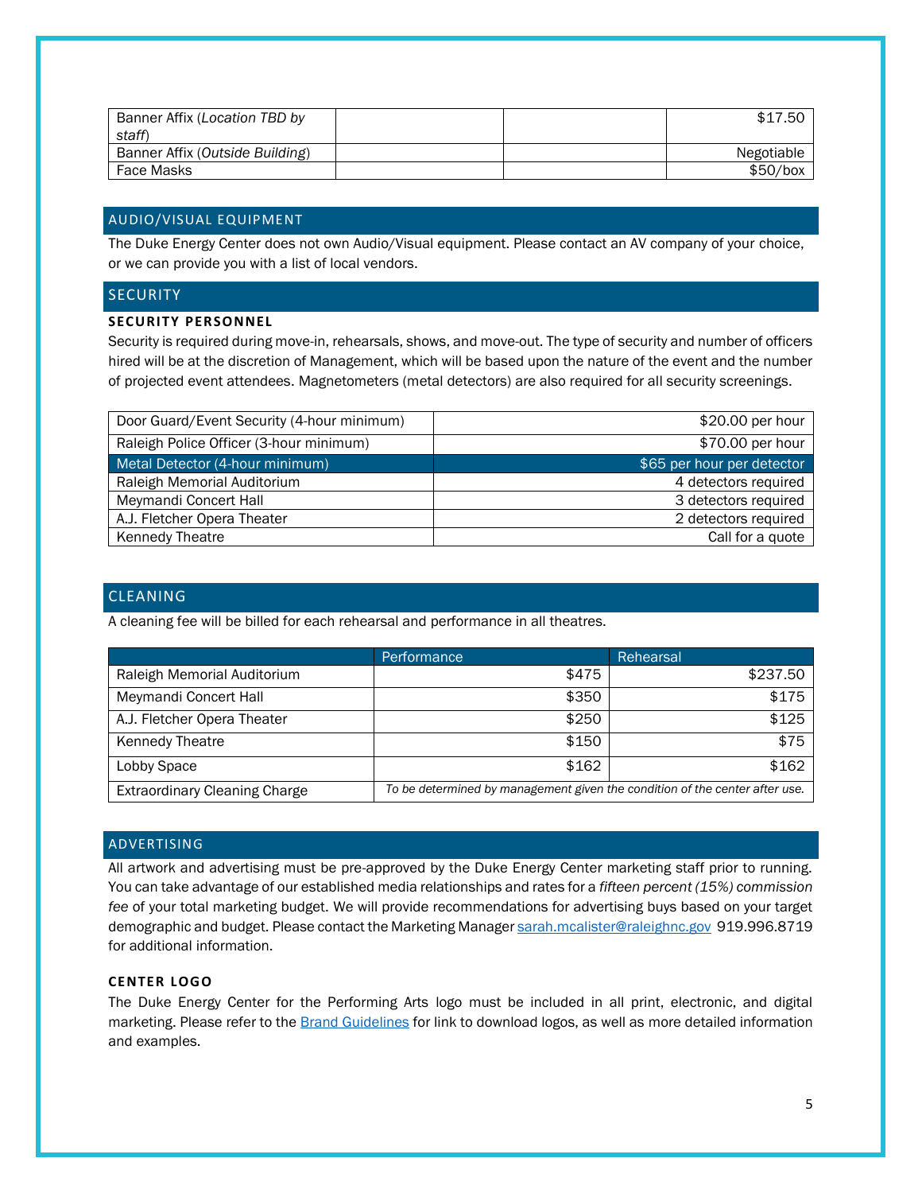| | | | |
|---|---|---|---|
| Banner Affix (*Location TBD by staff*) | | | $17.50 |
| Banner Affix (*Outside Building*) | | | Negotiable |
| Face Masks | | | $50/box |

## AUDIO/VISUAL EQUIPMENT

The Duke Energy Center does not own Audio/Visual equipment. Please contact an AV company of your choice, or we can provide you with a list of local vendors.

## SECURITY

### SECURITY PERSONNEL

Security is required during move-in, rehearsals, shows, and move-out. The type of security and number of officers hired will be at the discretion of Management, which will be based upon the nature of the event and the number of projected event attendees. Magnetometers (metal detectors) are also required for all security screenings.

| | |
|---|---|
| Door Guard/Event Security (4-hour minimum) | $20.00 per hour |
| Raleigh Police Officer (3-hour minimum) | $70.00 per hour |
| Metal Detector (4-hour minimum) | $65 per hour per detector |
| Raleigh Memorial Auditorium | 4 detectors required |
| Meymandi Concert Hall | 3 detectors required |
| A.J. Fletcher Opera Theater | 2 detectors required |
| Kennedy Theatre | Call for a quote |

## CLEANING

A cleaning fee will be billed for each rehearsal and performance in all theatres.

| | Performance | Rehearsal |
|---|---|---|
| Raleigh Memorial Auditorium | $475 | $237.50 |
| Meymandi Concert Hall | $350 | $175 |
| A.J. Fletcher Opera Theater | $250 | $125 |
| Kennedy Theatre | $150 | $75 |
| Lobby Space | $162 | $162 |
| Extraordinary Cleaning Charge | *To be determined by management given the condition of the center after use.* | |

## ADVERTISING

All artwork and advertising must be pre-approved by the Duke Energy Center marketing staff prior to running. You can take advantage of our established media relationships and rates for a *fifteen percent (15%) commission fee* of your total marketing budget. We will provide recommendations for advertising buys based on your target demographic and budget. Please contact the Marketing Manager sarah.mcalister@raleighnc.gov 919.996.8719 for additional information.

### CENTER LOGO

The Duke Energy Center for the Performing Arts logo must be included in all print, electronic, and digital marketing. Please refer to the Brand Guidelines for link to download logos, as well as more detailed information and examples.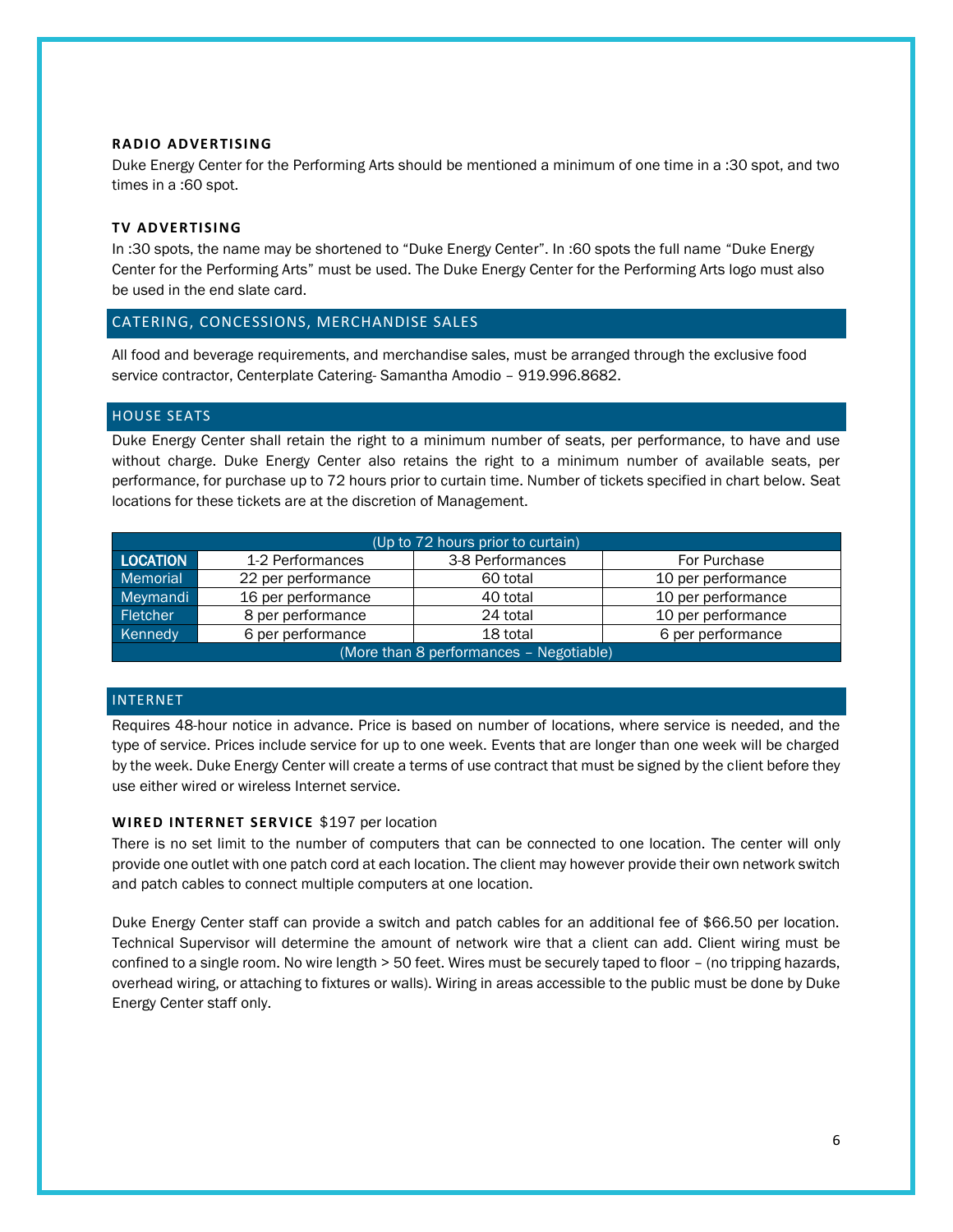### RADIO ADVERTISING

Duke Energy Center for the Performing Arts should be mentioned a minimum of one time in a :30 spot, and two times in a :60 spot.

### TV ADVERTISING

In :30 spots, the name may be shortened to "Duke Energy Center". In :60 spots the full name "Duke Energy Center for the Performing Arts" must be used. The Duke Energy Center for the Performing Arts logo must also be used in the end slate card.

## CATERING, CONCESSIONS, MERCHANDISE SALES

All food and beverage requirements, and merchandise sales, must be arranged through the exclusive food service contractor, Centerplate Catering- Samantha Amodio – 919.996.8682.

## HOUSE SEATS

Duke Energy Center shall retain the right to a minimum number of seats, per performance, to have and use without charge. Duke Energy Center also retains the right to a minimum number of available seats, per performance, for purchase up to 72 hours prior to curtain time. Number of tickets specified in chart below. Seat locations for these tickets are at the discretion of Management.

| (Up to 72 hours prior to curtain) | | | |
|---|---|---|---|
| **LOCATION** | 1-2 Performances | 3-8 Performances | For Purchase |
| Memorial | 22 per performance | 60 total | 10 per performance |
| Meymandi | 16 per performance | 40 total | 10 per performance |
| Fletcher | 8 per performance | 24 total | 10 per performance |
| Kennedy | 6 per performance | 18 total | 6 per performance |
| (More than 8 performances – Negotiable) | | | |

## INTERNET

Requires 48-hour notice in advance. Price is based on number of locations, where service is needed, and the type of service. Prices include service for up to one week. Events that are longer than one week will be charged by the week. Duke Energy Center will create a terms of use contract that must be signed by the client before they use either wired or wireless Internet service.

### WIRED INTERNET SERVICE $197 per location

There is no set limit to the number of computers that can be connected to one location. The center will only provide one outlet with one patch cord at each location. The client may however provide their own network switch and patch cables to connect multiple computers at one location.

Duke Energy Center staff can provide a switch and patch cables for an additional fee of $66.50 per location. Technical Supervisor will determine the amount of network wire that a client can add. Client wiring must be confined to a single room. No wire length > 50 feet. Wires must be securely taped to floor – (no tripping hazards, overhead wiring, or attaching to fixtures or walls). Wiring in areas accessible to the public must be done by Duke Energy Center staff only.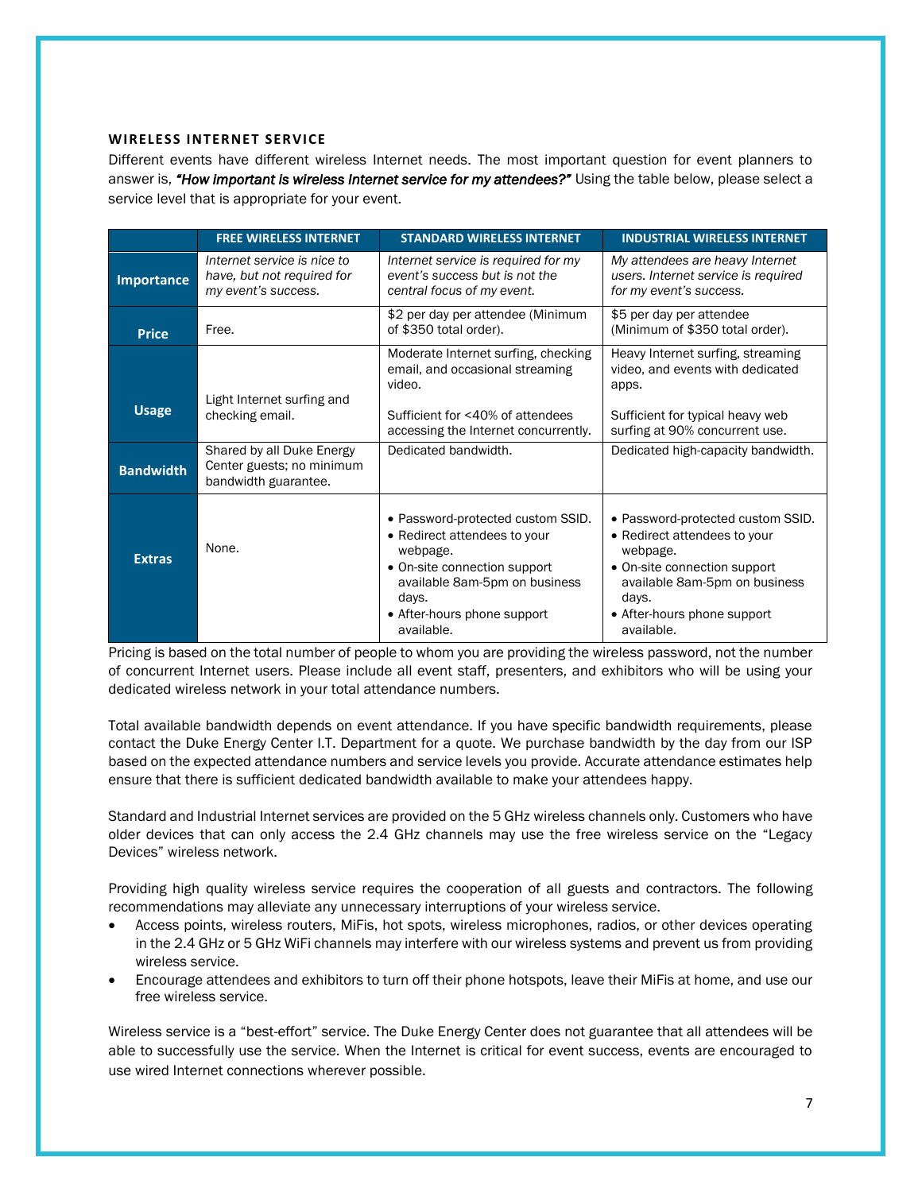### WIRELESS INTERNET SERVICE

Different events have different wireless Internet needs. The most important question for event planners to answer is, ***"How important is wireless Internet service for my attendees?"*** Using the table below, please select a service level that is appropriate for your event.

| | FREE WIRELESS INTERNET | STANDARD WIRELESS INTERNET | INDUSTRIAL WIRELESS INTERNET |
|---|---|---|---|
| **Importance** | *Internet service is nice to have, but not required for my event's success.* | *Internet service is required for my event's success but is not the central focus of my event.* | *My attendees are heavy Internet users. Internet service is required for my event's success.* |
| **Price** | Free. | $2 per day per attendee (Minimum of $350 total order). | $5 per day per attendee (Minimum of $350 total order). |
| **Usage** | Light Internet surfing and checking email. | Moderate Internet surfing, checking email, and occasional streaming video.<br><br>Sufficient for <40% of attendees accessing the Internet concurrently. | Heavy Internet surfing, streaming video, and events with dedicated apps.<br><br>Sufficient for typical heavy web surfing at 90% concurrent use. |
| **Bandwidth** | Shared by all Duke Energy Center guests; no minimum bandwidth guarantee. | Dedicated bandwidth. | Dedicated high-capacity bandwidth. |
| **Extras** | None. | • Password-protected custom SSID.<br>• Redirect attendees to your webpage.<br>• On-site connection support available 8am-5pm on business days.<br>• After-hours phone support available. | • Password-protected custom SSID.<br>• Redirect attendees to your webpage.<br>• On-site connection support available 8am-5pm on business days.<br>• After-hours phone support available. |

Pricing is based on the total number of people to whom you are providing the wireless password, not the number of concurrent Internet users. Please include all event staff, presenters, and exhibitors who will be using your dedicated wireless network in your total attendance numbers.

Total available bandwidth depends on event attendance. If you have specific bandwidth requirements, please contact the Duke Energy Center I.T. Department for a quote. We purchase bandwidth by the day from our ISP based on the expected attendance numbers and service levels you provide. Accurate attendance estimates help ensure that there is sufficient dedicated bandwidth available to make your attendees happy.

Standard and Industrial Internet services are provided on the 5 GHz wireless channels only. Customers who have older devices that can only access the 2.4 GHz channels may use the free wireless service on the "Legacy Devices" wireless network.

Providing high quality wireless service requires the cooperation of all guests and contractors. The following recommendations may alleviate any unnecessary interruptions of your wireless service.

- Access points, wireless routers, MiFis, hot spots, wireless microphones, radios, or other devices operating in the 2.4 GHz or 5 GHz WiFi channels may interfere with our wireless systems and prevent us from providing wireless service.
- Encourage attendees and exhibitors to turn off their phone hotspots, leave their MiFis at home, and use our free wireless service.

Wireless service is a "best-effort" service. The Duke Energy Center does not guarantee that all attendees will be able to successfully use the service. When the Internet is critical for event success, events are encouraged to use wired Internet connections wherever possible.